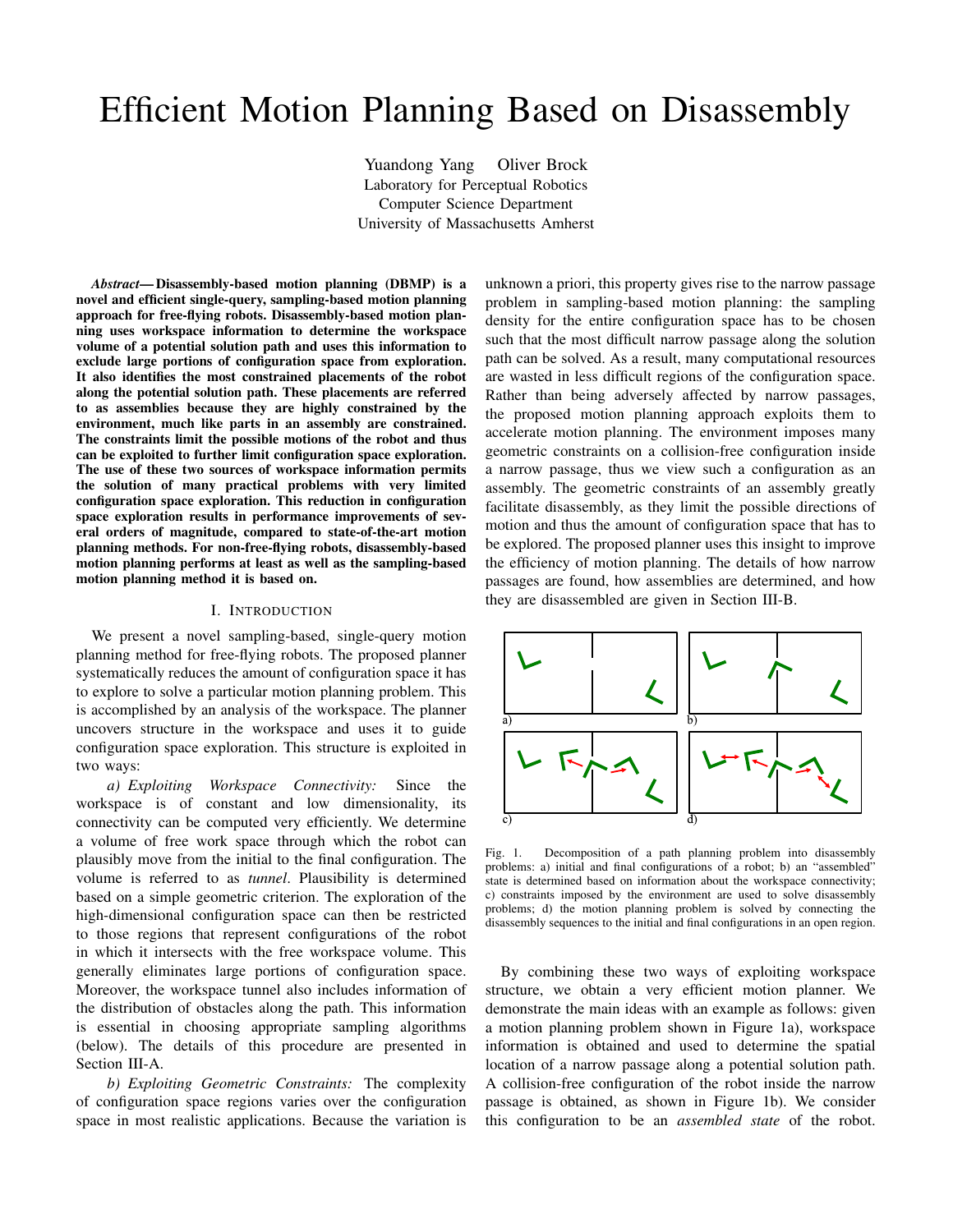# Efficient Motion Planning Based on Disassembly

Yuandong Yang  Oliver Brock
Laboratory for Perceptual Robotics
Computer Science Department
University of Massachusetts Amherst

***Abstract*— Disassembly-based motion planning (DBMP) is a novel and efficient single-query, sampling-based motion planning approach for free-flying robots. Disassembly-based motion planning uses workspace information to determine the workspace volume of a potential solution path and uses this information to exclude large portions of configuration space from exploration. It also identifies the most constrained placements of the robot along the potential solution path. These placements are referred to as assemblies because they are highly constrained by the environment, much like parts in an assembly are constrained. The constraints limit the possible motions of the robot and thus can be exploited to further limit configuration space exploration. The use of these two sources of workspace information permits the solution of many practical problems with very limited configuration space exploration. This reduction in configuration space exploration results in performance improvements of several orders of magnitude, compared to state-of-the-art motion planning methods. For non-free-flying robots, disassembly-based motion planning performs at least as well as the sampling-based motion planning method it is based on.**

## I. Introduction

We present a novel sampling-based, single-query motion planning method for free-flying robots. The proposed planner systematically reduces the amount of configuration space it has to explore to solve a particular motion planning problem. This is accomplished by an analysis of the workspace. The planner uncovers structure in the workspace and uses it to guide configuration space exploration. This structure is exploited in two ways:

*a) Exploiting Workspace Connectivity:* Since the workspace is of constant and low dimensionality, its connectivity can be computed very efficiently. We determine a volume of free work space through which the robot can plausibly move from the initial to the final configuration. The volume is referred to as *tunnel*. Plausibility is determined based on a simple geometric criterion. The exploration of the high-dimensional configuration space can then be restricted to those regions that represent configurations of the robot in which it intersects with the free workspace volume. This generally eliminates large portions of configuration space. Moreover, the workspace tunnel also includes information of the distribution of obstacles along the path. This information is essential in choosing appropriate sampling algorithms (below). The details of this procedure are presented in Section III-A.

*b) Exploiting Geometric Constraints:* The complexity of configuration space regions varies over the configuration space in most realistic applications. Because the variation is unknown a priori, this property gives rise to the narrow passage problem in sampling-based motion planning: the sampling density for the entire configuration space has to be chosen such that the most difficult narrow passage along the solution path can be solved. As a result, many computational resources are wasted in less difficult regions of the configuration space. Rather than being adversely affected by narrow passages, the proposed motion planning approach exploits them to accelerate motion planning. The environment imposes many geometric constraints on a collision-free configuration inside a narrow passage, thus we view such a configuration as an assembly. The geometric constraints of an assembly greatly facilitate disassembly, as they limit the possible directions of motion and thus the amount of configuration space that has to be explored. The proposed planner uses this insight to improve the efficiency of motion planning. The details of how narrow passages are found, how assemblies are determined, and how they are disassembled are given in Section III-B.

Fig. 1. Decomposition of a path planning problem into disassembly problems: a) initial and final configurations of a robot; b) an "assembled" state is determined based on information about the workspace connectivity; c) constraints imposed by the environment are used to solve disassembly problems; d) the motion planning problem is solved by connecting the disassembly sequences to the initial and final configurations in an open region.

By combining these two ways of exploiting workspace structure, we obtain a very efficient motion planner. We demonstrate the main ideas with an example as follows: given a motion planning problem shown in Figure 1a), workspace information is obtained and used to determine the spatial location of a narrow passage along a potential solution path. A collision-free configuration of the robot inside the narrow passage is obtained, as shown in Figure 1b). We consider this configuration to be an *assembled state* of the robot.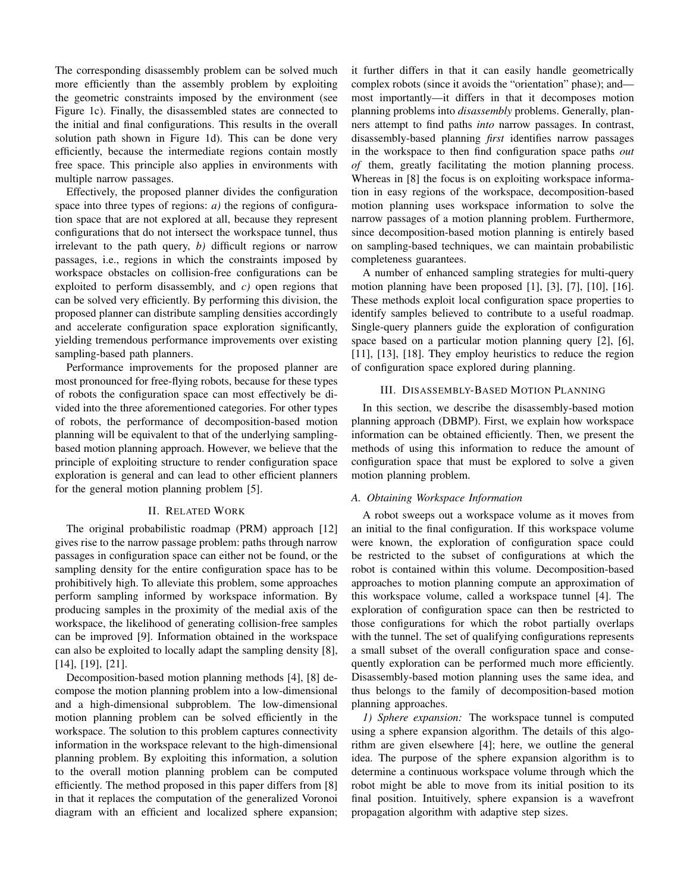The corresponding disassembly problem can be solved much more efficiently than the assembly problem by exploiting the geometric constraints imposed by the environment (see Figure 1c). Finally, the disassembled states are connected to the initial and final configurations. This results in the overall solution path shown in Figure 1d). This can be done very efficiently, because the intermediate regions contain mostly free space. This principle also applies in environments with multiple narrow passages.

Effectively, the proposed planner divides the configuration space into three types of regions: *a)* the regions of configuration space that are not explored at all, because they represent configurations that do not intersect the workspace tunnel, thus irrelevant to the path query, *b)* difficult regions or narrow passages, i.e., regions in which the constraints imposed by workspace obstacles on collision-free configurations can be exploited to perform disassembly, and *c)* open regions that can be solved very efficiently. By performing this division, the proposed planner can distribute sampling densities accordingly and accelerate configuration space exploration significantly, yielding tremendous performance improvements over existing sampling-based path planners.

Performance improvements for the proposed planner are most pronounced for free-flying robots, because for these types of robots the configuration space can most effectively be divided into the three aforementioned categories. For other types of robots, the performance of decomposition-based motion planning will be equivalent to that of the underlying sampling-based motion planning approach. However, we believe that the principle of exploiting structure to render configuration space exploration is general and can lead to other efficient planners for the general motion planning problem [5].

## II. Related Work

The original probabilistic roadmap (PRM) approach [12] gives rise to the narrow passage problem: paths through narrow passages in configuration space can either not be found, or the sampling density for the entire configuration space has to be prohibitively high. To alleviate this problem, some approaches perform sampling informed by workspace information. By producing samples in the proximity of the medial axis of the workspace, the likelihood of generating collision-free samples can be improved [9]. Information obtained in the workspace can also be exploited to locally adapt the sampling density [8], [14], [19], [21].

Decomposition-based motion planning methods [4], [8] decompose the motion planning problem into a low-dimensional and a high-dimensional subproblem. The low-dimensional motion planning problem can be solved efficiently in the workspace. The solution to this problem captures connectivity information in the workspace relevant to the high-dimensional planning problem. By exploiting this information, a solution to the overall motion planning problem can be computed efficiently. The method proposed in this paper differs from [8] in that it replaces the computation of the generalized Voronoi diagram with an efficient and localized sphere expansion; it further differs in that it can easily handle geometrically complex robots (since it avoids the "orientation" phase); and—most importantly—it differs in that it decomposes motion planning problems into *disassembly* problems. Generally, planners attempt to find paths *into* narrow passages. In contrast, disassembly-based planning *first* identifies narrow passages in the workspace to then find configuration space paths *out of* them, greatly facilitating the motion planning process. Whereas in [8] the focus is on exploiting workspace information in easy regions of the workspace, decomposition-based motion planning uses workspace information to solve the narrow passages of a motion planning problem. Furthermore, since decomposition-based motion planning is entirely based on sampling-based techniques, we can maintain probabilistic completeness guarantees.

A number of enhanced sampling strategies for multi-query motion planning have been proposed [1], [3], [7], [10], [16]. These methods exploit local configuration space properties to identify samples believed to contribute to a useful roadmap. Single-query planners guide the exploration of configuration space based on a particular motion planning query [2], [6], [11], [13], [18]. They employ heuristics to reduce the region of configuration space explored during planning.

## III. Disassembly-Based Motion Planning

In this section, we describe the disassembly-based motion planning approach (DBMP). First, we explain how workspace information can be obtained efficiently. Then, we present the methods of using this information to reduce the amount of configuration space that must be explored to solve a given motion planning problem.

### A. Obtaining Workspace Information

A robot sweeps out a workspace volume as it moves from an initial to the final configuration. If this workspace volume were known, the exploration of configuration space could be restricted to the subset of configurations at which the robot is contained within this volume. Decomposition-based approaches to motion planning compute an approximation of this workspace volume, called a workspace tunnel [4]. The exploration of configuration space can then be restricted to those configurations for which the robot partially overlaps with the tunnel. The set of qualifying configurations represents a small subset of the overall configuration space and consequently exploration can be performed much more efficiently. Disassembly-based motion planning uses the same idea, and thus belongs to the family of decomposition-based motion planning approaches.

*1) Sphere expansion:* The workspace tunnel is computed using a sphere expansion algorithm. The details of this algorithm are given elsewhere [4]; here, we outline the general idea. The purpose of the sphere expansion algorithm is to determine a continuous workspace volume through which the robot might be able to move from its initial position to its final position. Intuitively, sphere expansion is a wavefront propagation algorithm with adaptive step sizes.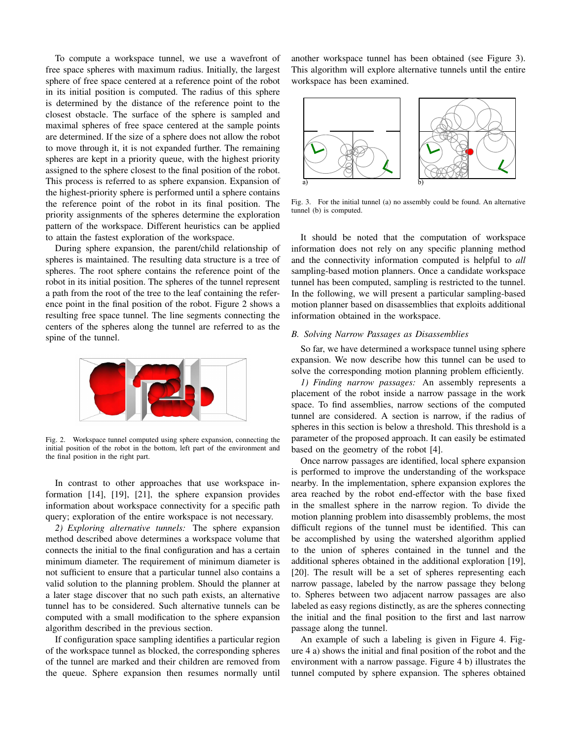To compute a workspace tunnel, we use a wavefront of free space spheres with maximum radius. Initially, the largest sphere of free space centered at a reference point of the robot in its initial position is computed. The radius of this sphere is determined by the distance of the reference point to the closest obstacle. The surface of the sphere is sampled and maximal spheres of free space centered at the sample points are determined. If the size of a sphere does not allow the robot to move through it, it is not expanded further. The remaining spheres are kept in a priority queue, with the highest priority assigned to the sphere closest to the final position of the robot. This process is referred to as sphere expansion. Expansion of the highest-priority sphere is performed until a sphere contains the reference point of the robot in its final position. The priority assignments of the spheres determine the exploration pattern of the workspace. Different heuristics can be applied to attain the fastest exploration of the workspace.

During sphere expansion, the parent/child relationship of spheres is maintained. The resulting data structure is a tree of spheres. The root sphere contains the reference point of the robot in its initial position. The spheres of the tunnel represent a path from the root of the tree to the leaf containing the reference point in the final position of the robot. Figure 2 shows a resulting free space tunnel. The line segments connecting the centers of the spheres along the tunnel are referred to as the spine of the tunnel.

Fig. 2. Workspace tunnel computed using sphere expansion, connecting the initial position of the robot in the bottom, left part of the environment and the final position in the right part.

In contrast to other approaches that use workspace information [14], [19], [21], the sphere expansion provides information about workspace connectivity for a specific path query; exploration of the entire workspace is not necessary.

*2) Exploring alternative tunnels:* The sphere expansion method described above determines a workspace volume that connects the initial to the final configuration and has a certain minimum diameter. The requirement of minimum diameter is not sufficient to ensure that a particular tunnel also contains a valid solution to the planning problem. Should the planner at a later stage discover that no such path exists, an alternative tunnel has to be considered. Such alternative tunnels can be computed with a small modification to the sphere expansion algorithm described in the previous section.

If configuration space sampling identifies a particular region of the workspace tunnel as blocked, the corresponding spheres of the tunnel are marked and their children are removed from the queue. Sphere expansion then resumes normally until another workspace tunnel has been obtained (see Figure 3). This algorithm will explore alternative tunnels until the entire workspace has been examined.

Fig. 3. For the initial tunnel (a) no assembly could be found. An alternative tunnel (b) is computed.

It should be noted that the computation of workspace information does not rely on any specific planning method and the connectivity information computed is helpful to *all* sampling-based motion planners. Once a candidate workspace tunnel has been computed, sampling is restricted to the tunnel. In the following, we will present a particular sampling-based motion planner based on disassemblies that exploits additional information obtained in the workspace.

### B. Solving Narrow Passages as Disassemblies

So far, we have determined a workspace tunnel using sphere expansion. We now describe how this tunnel can be used to solve the corresponding motion planning problem efficiently.

*1) Finding narrow passages:* An assembly represents a placement of the robot inside a narrow passage in the work space. To find assemblies, narrow sections of the computed tunnel are considered. A section is narrow, if the radius of spheres in this section is below a threshold. This threshold is a parameter of the proposed approach. It can easily be estimated based on the geometry of the robot [4].

Once narrow passages are identified, local sphere expansion is performed to improve the understanding of the workspace nearby. In the implementation, sphere expansion explores the area reached by the robot end-effector with the base fixed in the smallest sphere in the narrow region. To divide the motion planning problem into disassembly problems, the most difficult regions of the tunnel must be identified. This can be accomplished by using the watershed algorithm applied to the union of spheres contained in the tunnel and the additional spheres obtained in the additional exploration [19], [20]. The result will be a set of spheres representing each narrow passage, labeled by the narrow passage they belong to. Spheres between two adjacent narrow passages are also labeled as easy regions distinctly, as are the spheres connecting the initial and the final position to the first and last narrow passage along the tunnel.

An example of such a labeling is given in Figure 4. Figure 4 a) shows the initial and final position of the robot and the environment with a narrow passage. Figure 4 b) illustrates the tunnel computed by sphere expansion. The spheres obtained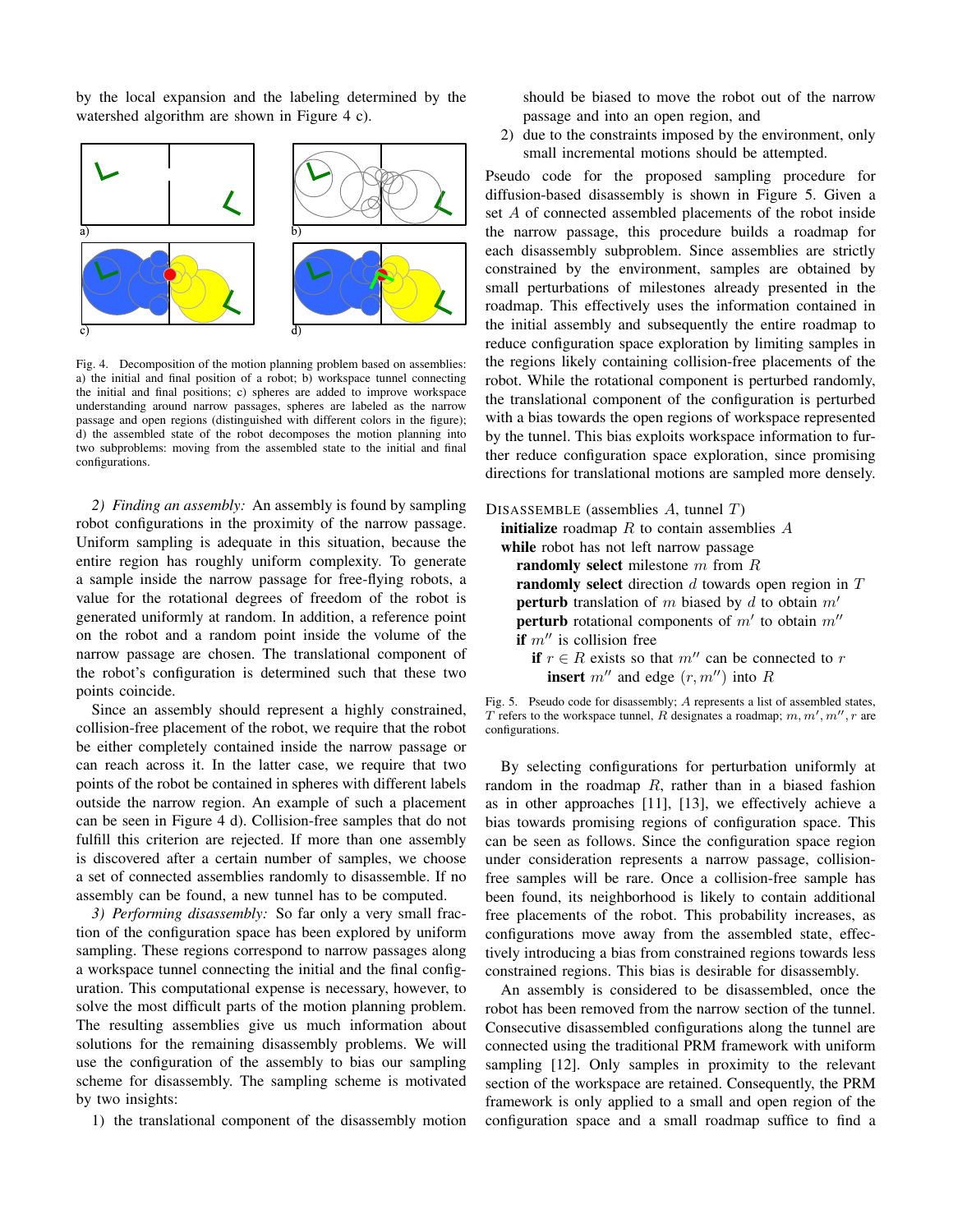by the local expansion and the labeling determined by the watershed algorithm are shown in Figure 4 c).

Fig. 4. Decomposition of the motion planning problem based on assemblies: a) the initial and final position of a robot; b) workspace tunnel connecting the initial and final positions; c) spheres are added to improve workspace understanding around narrow passages, spheres are labeled as the narrow passage and open regions (distinguished with different colors in the figure); d) the assembled state of the robot decomposes the motion planning into two subproblems: moving from the assembled state to the initial and final configurations.

*2) Finding an assembly:* An assembly is found by sampling robot configurations in the proximity of the narrow passage. Uniform sampling is adequate in this situation, because the entire region has roughly uniform complexity. To generate a sample inside the narrow passage for free-flying robots, a value for the rotational degrees of freedom of the robot is generated uniformly at random. In addition, a reference point on the robot and a random point inside the volume of the narrow passage are chosen. The translational component of the robot's configuration is determined such that these two points coincide.

Since an assembly should represent a highly constrained, collision-free placement of the robot, we require that the robot be either completely contained inside the narrow passage or can reach across it. In the latter case, we require that two points of the robot be contained in spheres with different labels outside the narrow region. An example of such a placement can be seen in Figure 4 d). Collision-free samples that do not fulfill this criterion are rejected. If more than one assembly is discovered after a certain number of samples, we choose a set of connected assemblies randomly to disassemble. If no assembly can be found, a new tunnel has to be computed.

*3) Performing disassembly:* So far only a very small fraction of the configuration space has been explored by uniform sampling. These regions correspond to narrow passages along a workspace tunnel connecting the initial and the final configuration. This computational expense is necessary, however, to solve the most difficult parts of the motion planning problem. The resulting assemblies give us much information about solutions for the remaining disassembly problems. We will use the configuration of the assembly to bias our sampling scheme for disassembly. The sampling scheme is motivated by two insights:

1) the translational component of the disassembly motion should be biased to move the robot out of the narrow passage and into an open region, and
2) due to the constraints imposed by the environment, only small incremental motions should be attempted.

Pseudo code for the proposed sampling procedure for diffusion-based disassembly is shown in Figure 5. Given a set $A$ of connected assembled placements of the robot inside the narrow passage, this procedure builds a roadmap for each disassembly subproblem. Since assemblies are strictly constrained by the environment, samples are obtained by small perturbations of milestones already presented in the roadmap. This effectively uses the information contained in the initial assembly and subsequently the entire roadmap to reduce configuration space exploration by limiting samples in the regions likely containing collision-free placements of the robot. While the rotational component is perturbed randomly, the translational component of the configuration is perturbed with a bias towards the open regions of workspace represented by the tunnel. This bias exploits workspace information to further reduce configuration space exploration, since promising directions for translational motions are sampled more densely.

```
DISASSEMBLE (assemblies A, tunnel T)
  initialize roadmap R to contain assemblies A
  while robot has not left narrow passage
    randomly select milestone m from R
    randomly select direction d towards open region in T
    perturb translation of m biased by d to obtain m'
    perturb rotational components of m' to obtain m''
    if m'' is collision free
      if r ∈ R exists so that m'' can be connected to r
        insert m'' and edge (r, m'') into R
```

Fig. 5. Pseudo code for disassembly; $A$ represents a list of assembled states, $T$ refers to the workspace tunnel, $R$ designates a roadmap; $m, m', m'', r$ are configurations.

By selecting configurations for perturbation uniformly at random in the roadmap $R$, rather than in a biased fashion as in other approaches [11], [13], we effectively achieve a bias towards promising regions of configuration space. This can be seen as follows. Since the configuration space region under consideration represents a narrow passage, collision-free samples will be rare. Once a collision-free sample has been found, its neighborhood is likely to contain additional free placements of the robot. This probability increases, as configurations move away from the assembled state, effectively introducing a bias from constrained regions towards less constrained regions. This bias is desirable for disassembly.

An assembly is considered to be disassembled, once the robot has been removed from the narrow section of the tunnel. Consecutive disassembled configurations along the tunnel are connected using the traditional PRM framework with uniform sampling [12]. Only samples in proximity to the relevant section of the workspace are retained. Consequently, the PRM framework is only applied to a small and open region of the configuration space and a small roadmap suffice to find a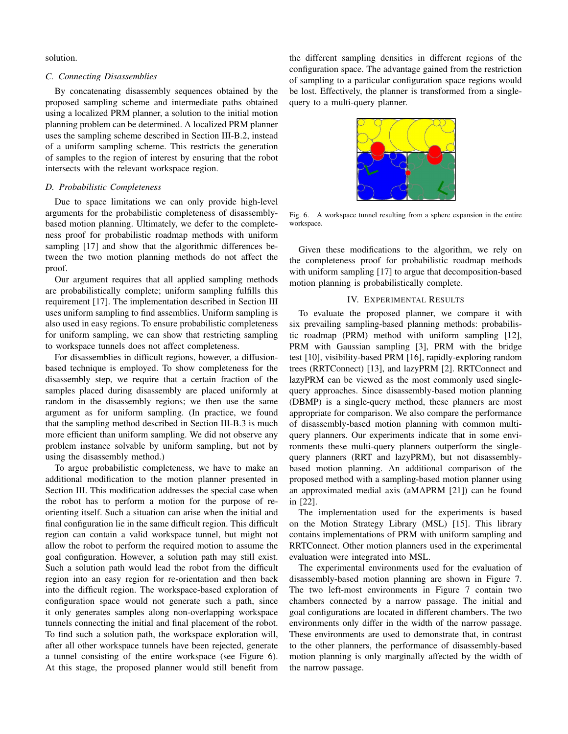solution.

### C. Connecting Disassemblies

By concatenating disassembly sequences obtained by the proposed sampling scheme and intermediate paths obtained using a localized PRM planner, a solution to the initial motion planning problem can be determined. A localized PRM planner uses the sampling scheme described in Section III-B.2, instead of a uniform sampling scheme. This restricts the generation of samples to the region of interest by ensuring that the robot intersects with the relevant workspace region.

### D. Probabilistic Completeness

Due to space limitations we can only provide high-level arguments for the probabilistic completeness of disassembly-based motion planning. Ultimately, we defer to the completeness proof for probabilistic roadmap methods with uniform sampling [17] and show that the algorithmic differences between the two motion planning methods do not affect the proof.

Our argument requires that all applied sampling methods are probabilistically complete; uniform sampling fulfills this requirement [17]. The implementation described in Section III uses uniform sampling to find assemblies. Uniform sampling is also used in easy regions. To ensure probabilistic completeness for uniform sampling, we can show that restricting sampling to workspace tunnels does not affect completeness.

For disassemblies in difficult regions, however, a diffusion-based technique is employed. To show completeness for the disassembly step, we require that a certain fraction of the samples placed during disassembly are placed uniformly at random in the disassembly regions; we then use the same argument as for uniform sampling. (In practice, we found that the sampling method described in Section III-B.3 is much more efficient than uniform sampling. We did not observe any problem instance solvable by uniform sampling, but not by using the disassembly method.)

To argue probabilistic completeness, we have to make an additional modification to the motion planner presented in Section III. This modification addresses the special case when the robot has to perform a motion for the purpose of re-orienting itself. Such a situation can arise when the initial and final configuration lie in the same difficult region. This difficult region can contain a valid workspace tunnel, but might not allow the robot to perform the required motion to assume the goal configuration. However, a solution path may still exist. Such a solution path would lead the robot from the difficult region into an easy region for re-orientation and then back into the difficult region. The workspace-based exploration of configuration space would not generate such a path, since it only generates samples along non-overlapping workspace tunnels connecting the initial and final placement of the robot. To find such a solution path, the workspace exploration will, after all other workspace tunnels have been rejected, generate a tunnel consisting of the entire workspace (see Figure 6). At this stage, the proposed planner would still benefit from the different sampling densities in different regions of the configuration space. The advantage gained from the restriction of sampling to a particular configuration space regions would be lost. Effectively, the planner is transformed from a single-query to a multi-query planner.

Fig. 6. A workspace tunnel resulting from a sphere expansion in the entire workspace.

Given these modifications to the algorithm, we rely on the completeness proof for probabilistic roadmap methods with uniform sampling [17] to argue that decomposition-based motion planning is probabilistically complete.

## IV. Experimental Results

To evaluate the proposed planner, we compare it with six prevailing sampling-based planning methods: probabilistic roadmap (PRM) method with uniform sampling [12], PRM with Gaussian sampling [3], PRM with the bridge test [10], visibility-based PRM [16], rapidly-exploring random trees (RRTConnect) [13], and lazyPRM [2]. RRTConnect and lazyPRM can be viewed as the most commonly used single-query approaches. Since disassembly-based motion planning (DBMP) is a single-query method, these planners are most appropriate for comparison. We also compare the performance of disassembly-based motion planning with common multi-query planners. Our experiments indicate that in some environments these multi-query planners outperform the single-query planners (RRT and lazyPRM), but not disassembly-based motion planning. An additional comparison of the proposed method with a sampling-based motion planner using an approximated medial axis (aMAPRM [21]) can be found in [22].

The implementation used for the experiments is based on the Motion Strategy Library (MSL) [15]. This library contains implementations of PRM with uniform sampling and RRTConnect. Other motion planners used in the experimental evaluation were integrated into MSL.

The experimental environments used for the evaluation of disassembly-based motion planning are shown in Figure 7. The two left-most environments in Figure 7 contain two chambers connected by a narrow passage. The initial and goal configurations are located in different chambers. The two environments only differ in the width of the narrow passage. These environments are used to demonstrate that, in contrast to the other planners, the performance of disassembly-based motion planning is only marginally affected by the width of the narrow passage.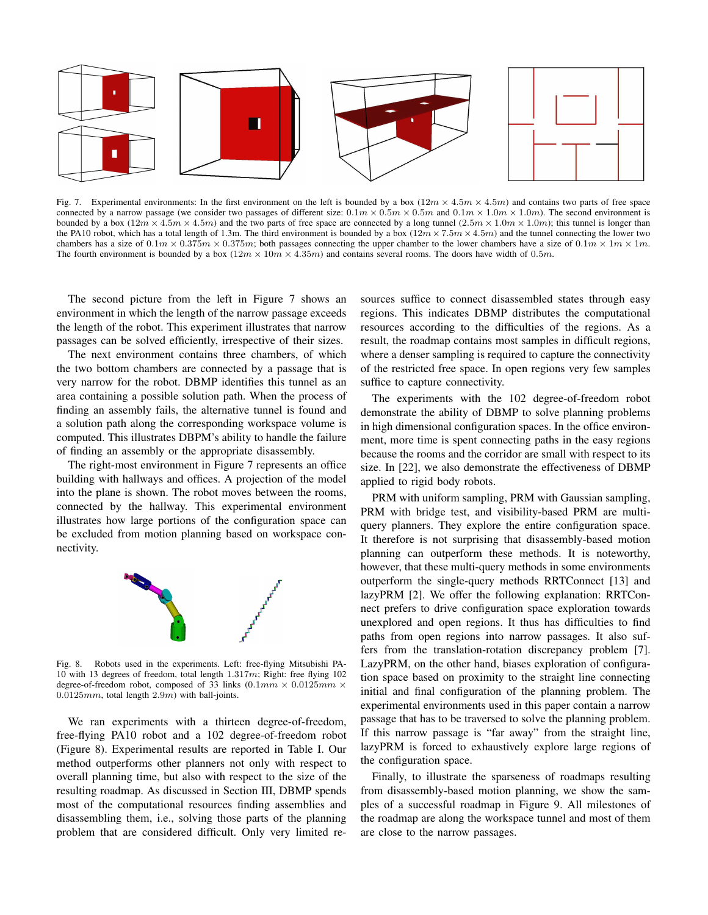Fig. 7. Experimental environments: In the first environment on the left is bounded by a box ($12m \times 4.5m \times 4.5m$) and contains two parts of free space connected by a narrow passage (we consider two passages of different size: $0.1m \times 0.5m \times 0.5m$ and $0.1m \times 1.0m \times 1.0m$). The second environment is bounded by a box ($12m \times 4.5m \times 4.5m$) and the two parts of free space are connected by a long tunnel ($2.5m \times 1.0m \times 1.0m$); this tunnel is longer than the PA10 robot, which has a total length of 1.3m. The third environment is bounded by a box ($12m \times 7.5m \times 4.5m$) and the tunnel connecting the lower two chambers has a size of $0.1m \times 0.375m \times 0.375m$; both passages connecting the upper chamber to the lower chambers have a size of $0.1m \times 1m \times 1m$. The fourth environment is bounded by a box ($12m \times 10m \times 4.35m$) and contains several rooms. The doors have width of $0.5m$.

The second picture from the left in Figure 7 shows an environment in which the length of the narrow passage exceeds the length of the robot. This experiment illustrates that narrow passages can be solved efficiently, irrespective of their sizes.

The next environment contains three chambers, of which the two bottom chambers are connected by a passage that is very narrow for the robot. DBMP identifies this tunnel as an area containing a possible solution path. When the process of finding an assembly fails, the alternative tunnel is found and a solution path along the corresponding workspace volume is computed. This illustrates DBPM's ability to handle the failure of finding an assembly or the appropriate disassembly.

The right-most environment in Figure 7 represents an office building with hallways and offices. A projection of the model into the plane is shown. The robot moves between the rooms, connected by the hallway. This experimental environment illustrates how large portions of the configuration space can be excluded from motion planning based on workspace connectivity.

Fig. 8. Robots used in the experiments. Left: free-flying Mitsubishi PA-10 with 13 degrees of freedom, total length $1.317m$; Right: free flying 102 degree-of-freedom robot, composed of 33 links ($0.1mm \times 0.0125mm \times 0.0125mm$, total length $2.9m$) with ball-joints.

We ran experiments with a thirteen degree-of-freedom, free-flying PA10 robot and a 102 degree-of-freedom robot (Figure 8). Experimental results are reported in Table I. Our method outperforms other planners not only with respect to overall planning time, but also with respect to the size of the resulting roadmap. As discussed in Section III, DBMP spends most of the computational resources finding assemblies and disassembling them, i.e., solving those parts of the planning problem that are considered difficult. Only very limited resources suffice to connect disassembled states through easy regions. This indicates DBMP distributes the computational resources according to the difficulties of the regions. As a result, the roadmap contains most samples in difficult regions, where a denser sampling is required to capture the connectivity of the restricted free space. In open regions very few samples suffice to capture connectivity.

The experiments with the 102 degree-of-freedom robot demonstrate the ability of DBMP to solve planning problems in high dimensional configuration spaces. In the office environment, more time is spent connecting paths in the easy regions because the rooms and the corridor are small with respect to its size. In [22], we also demonstrate the effectiveness of DBMP applied to rigid body robots.

PRM with uniform sampling, PRM with Gaussian sampling, PRM with bridge test, and visibility-based PRM are multi-query planners. They explore the entire configuration space. It therefore is not surprising that disassembly-based motion planning can outperform these methods. It is noteworthy, however, that these multi-query methods in some environments outperform the single-query methods RRTConnect [13] and lazyPRM [2]. We offer the following explanation: RRTConnect prefers to drive configuration space exploration towards unexplored and open regions. It thus has difficulties to find paths from open regions into narrow passages. It also suffers from the translation-rotation discrepancy problem [7]. LazyPRM, on the other hand, biases exploration of configuration space based on proximity to the straight line connecting initial and final configuration of the planning problem. The experimental environments used in this paper contain a narrow passage that has to be traversed to solve the planning problem. If this narrow passage is "far away" from the straight line, lazyPRM is forced to exhaustively explore large regions of the configuration space.

Finally, to illustrate the sparseness of roadmaps resulting from disassembly-based motion planning, we show the samples of a successful roadmap in Figure 9. All milestones of the roadmap are along the workspace tunnel and most of them are close to the narrow passages.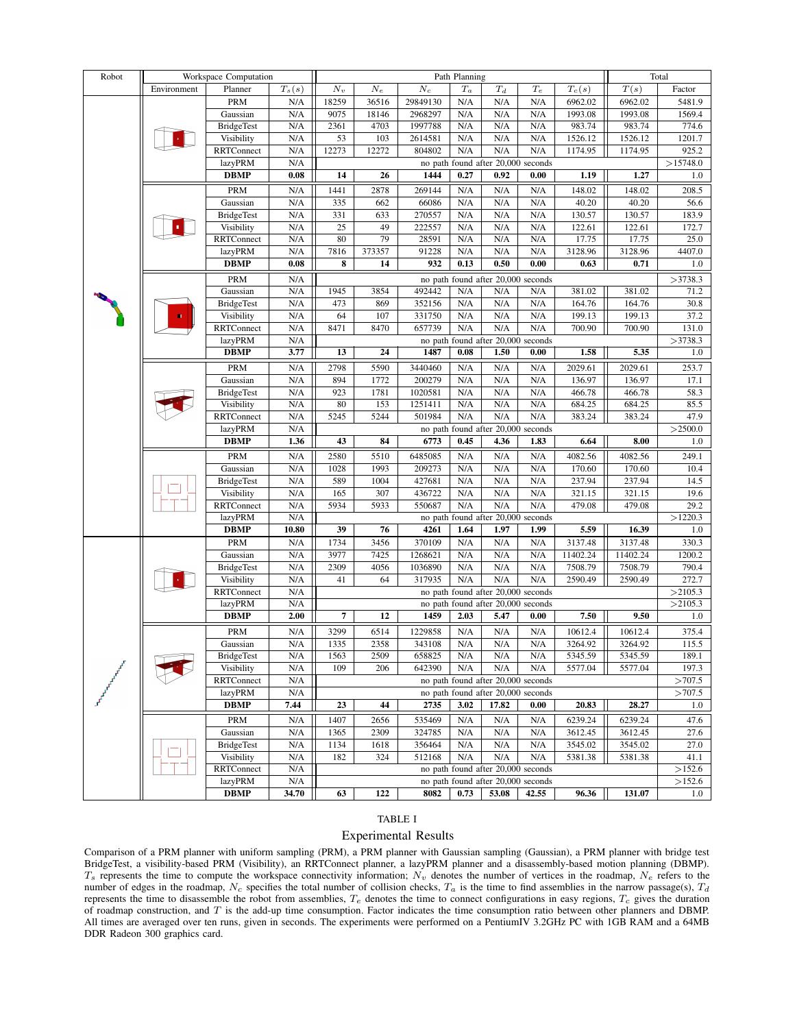| Robot | Workspace Computation | | | Path Planning | | | | | | | Total | |
|---|---|---|---|---|---|---|---|---|---|---|---|---|
| | Environment | Planner | $T_s(s)$ | $N_v$ | $N_e$ | $N_c$ | $T_a$ | $T_d$ | $T_e$ | $T_c(s)$ | $T(s)$ | Factor |
| | | PRM | N/A | 18259 | 36516 | 29849130 | N/A | N/A | N/A | 6962.02 | 6962.02 | 5481.9 |
| | | Gaussian | N/A | 9075 | 18146 | 2968297 | N/A | N/A | N/A | 1993.08 | 1993.08 | 1569.4 |
| | | BridgeTest | N/A | 2361 | 4703 | 1997788 | N/A | N/A | N/A | 983.74 | 983.74 | 774.6 |
| | | Visibility | N/A | 53 | 103 | 2614581 | N/A | N/A | N/A | 1526.12 | 1526.12 | 1201.7 |
| | | RRTConnect | N/A | 12273 | 12272 | 804802 | N/A | N/A | N/A | 1174.95 | 1174.95 | 925.2 |
| | | lazyPRM | N/A | no path found after 20,000 seconds | | | | | | | | >15748.0 |
| | | **DBMP** | **0.08** | **14** | **26** | **1444** | **0.27** | **0.92** | **0.00** | **1.19** | **1.27** | 1.0 |
| | | PRM | N/A | 1441 | 2878 | 269144 | N/A | N/A | N/A | 148.02 | 148.02 | 208.5 |
| | | Gaussian | N/A | 335 | 662 | 66086 | N/A | N/A | N/A | 40.20 | 40.20 | 56.6 |
| | | BridgeTest | N/A | 331 | 633 | 270557 | N/A | N/A | N/A | 130.57 | 130.57 | 183.9 |
| | | Visibility | N/A | 25 | 49 | 222557 | N/A | N/A | N/A | 122.61 | 122.61 | 172.7 |
| | | RRTConnect | N/A | 80 | 79 | 28591 | N/A | N/A | N/A | 17.75 | 17.75 | 25.0 |
| | | lazyPRM | N/A | 7816 | 373357 | 91228 | N/A | N/A | N/A | 3128.96 | 3128.96 | 4407.0 |
| | | **DBMP** | **0.08** | **8** | **14** | **932** | **0.13** | **0.50** | **0.00** | **0.63** | **0.71** | 1.0 |
| | | PRM | N/A | no path found after 20,000 seconds | | | | | | | | >3738.3 |
| | | Gaussian | N/A | 1945 | 3854 | 492442 | N/A | N/A | N/A | 381.02 | 381.02 | 71.2 |
| | | BridgeTest | N/A | 473 | 869 | 352156 | N/A | N/A | N/A | 164.76 | 164.76 | 30.8 |
| | | Visibility | N/A | 64 | 107 | 331750 | N/A | N/A | N/A | 199.13 | 199.13 | 37.2 |
| | | RRTConnect | N/A | 8471 | 8470 | 657739 | N/A | N/A | N/A | 700.90 | 700.90 | 131.0 |
| | | lazyPRM | N/A | no path found after 20,000 seconds | | | | | | | | >3738.3 |
| | | **DBMP** | **3.77** | **13** | **24** | **1487** | **0.08** | **1.50** | **0.00** | **1.58** | **5.35** | 1.0 |
| | | PRM | N/A | 2798 | 5590 | 3440460 | N/A | N/A | N/A | 2029.61 | 2029.61 | 253.7 |
| | | Gaussian | N/A | 894 | 1772 | 200279 | N/A | N/A | N/A | 136.97 | 136.97 | 17.1 |
| | | BridgeTest | N/A | 923 | 1781 | 1020581 | N/A | N/A | N/A | 466.78 | 466.78 | 58.3 |
| | | Visibility | N/A | 80 | 153 | 1251411 | N/A | N/A | N/A | 684.25 | 684.25 | 85.5 |
| | | RRTConnect | N/A | 5245 | 5244 | 501984 | N/A | N/A | N/A | 383.24 | 383.24 | 47.9 |
| | | lazyPRM | N/A | no path found after 20,000 seconds | | | | | | | | >2500.0 |
| | | **DBMP** | **1.36** | **43** | **84** | **6773** | **0.45** | **4.36** | **1.83** | **6.64** | **8.00** | 1.0 |
| | | PRM | N/A | 2580 | 5510 | 6485085 | N/A | N/A | N/A | 4082.56 | 4082.56 | 249.1 |
| | | Gaussian | N/A | 1028 | 1993 | 209273 | N/A | N/A | N/A | 170.60 | 170.60 | 10.4 |
| | | BridgeTest | N/A | 589 | 1004 | 427681 | N/A | N/A | N/A | 237.94 | 237.94 | 14.5 |
| | | Visibility | N/A | 165 | 307 | 436722 | N/A | N/A | N/A | 321.15 | 321.15 | 19.6 |
| | | RRTConnect | N/A | 5934 | 5933 | 550687 | N/A | N/A | N/A | 479.08 | 479.08 | 29.2 |
| | | lazyPRM | N/A | no path found after 20,000 seconds | | | | | | | | >1220.3 |
| | | **DBMP** | **10.80** | **39** | **76** | **4261** | **1.64** | **1.97** | **1.99** | **5.59** | **16.39** | 1.0 |
| | | PRM | N/A | 1734 | 3456 | 370109 | N/A | N/A | N/A | 3137.48 | 3137.48 | 330.3 |
| | | Gaussian | N/A | 3977 | 7425 | 1268621 | N/A | N/A | N/A | 11402.24 | 11402.24 | 1200.2 |
| | | BridgeTest | N/A | 2309 | 4056 | 1036890 | N/A | N/A | N/A | 7508.79 | 7508.79 | 790.4 |
| | | Visibility | N/A | 41 | 64 | 317935 | N/A | N/A | N/A | 2590.49 | 2590.49 | 272.7 |
| | | RRTConnect | N/A | no path found after 20,000 seconds | | | | | | | | >2105.3 |
| | | lazyPRM | N/A | no path found after 20,000 seconds | | | | | | | | >2105.3 |
| | | **DBMP** | **2.00** | **7** | **12** | **1459** | **2.03** | **5.47** | **0.00** | **7.50** | **9.50** | 1.0 |
| | | PRM | N/A | 3299 | 6514 | 1229858 | N/A | N/A | N/A | 10612.4 | 10612.4 | 375.4 |
| | | Gaussian | N/A | 1335 | 2358 | 343108 | N/A | N/A | N/A | 3264.92 | 3264.92 | 115.5 |
| | | BridgeTest | N/A | 1563 | 2509 | 658825 | N/A | N/A | N/A | 5345.59 | 5345.59 | 189.1 |
| | | Visibility | N/A | 109 | 206 | 642390 | N/A | N/A | N/A | 5577.04 | 5577.04 | 197.3 |
| | | RRTConnect | N/A | no path found after 20,000 seconds | | | | | | | | >707.5 |
| | | lazyPRM | N/A | no path found after 20,000 seconds | | | | | | | | >707.5 |
| | | **DBMP** | **7.44** | **23** | **44** | **2735** | **3.02** | **17.82** | **0.00** | **20.83** | **28.27** | 1.0 |
| | | PRM | N/A | 1407 | 2656 | 535469 | N/A | N/A | N/A | 6239.24 | 6239.24 | 47.6 |
| | | Gaussian | N/A | 1365 | 2309 | 324785 | N/A | N/A | N/A | 3612.45 | 3612.45 | 27.6 |
| | | BridgeTest | N/A | 1134 | 1618 | 356464 | N/A | N/A | N/A | 3545.02 | 3545.02 | 27.0 |
| | | Visibility | N/A | 182 | 324 | 512168 | N/A | N/A | N/A | 5381.38 | 5381.38 | 41.1 |
| | | RRTConnect | N/A | no path found after 20,000 seconds | | | | | | | | >152.6 |
| | | lazyPRM | N/A | no path found after 20,000 seconds | | | | | | | | >152.6 |
| | | **DBMP** | **34.70** | **63** | **122** | **8082** | **0.73** | **53.08** | **42.55** | **96.36** | **131.07** | 1.0 |

TABLE I

Experimental Results

Comparison of a PRM planner with uniform sampling (PRM), a PRM planner with Gaussian sampling (Gaussian), a PRM planner with bridge test BridgeTest, a visibility-based PRM (Visibility), an RRTConnect planner, a lazyPRM planner and a disassembly-based motion planning (DBMP). $T_s$ represents the time to compute the workspace connectivity information; $N_v$ denotes the number of vertices in the roadmap, $N_e$ refers to the number of edges in the roadmap, $N_c$ specifies the total number of collision checks, $T_a$ is the time to find assemblies in the narrow passage(s), $T_d$ represents the time to disassemble the robot from assemblies, $T_e$ denotes the time to connect configurations in easy regions, $T_c$ gives the duration of roadmap construction, and $T$ is the add-up time consumption. Factor indicates the time consumption ratio between other planners and DBMP. All times are averaged over ten runs, given in seconds. The experiments were performed on a PentiumIV 3.2GHz PC with 1GB RAM and a 64MB DDR Radeon 300 graphics card.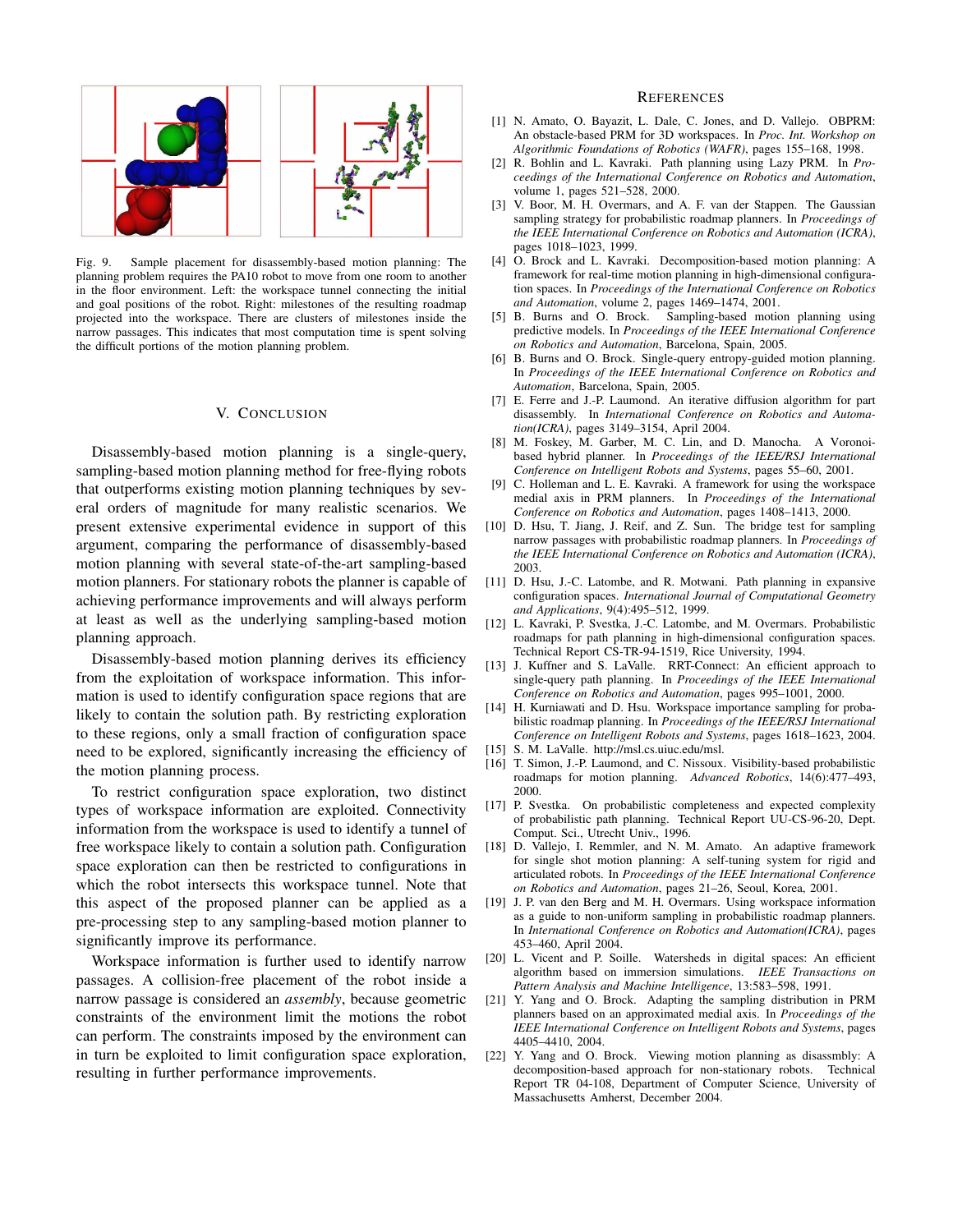Fig. 9. Sample placement for disassembly-based motion planning: The planning problem requires the PA10 robot to move from one room to another in the floor environment. Left: the workspace tunnel connecting the initial and goal positions of the robot. Right: milestones of the resulting roadmap projected into the workspace. There are clusters of milestones inside the narrow passages. This indicates that most computation time is spent solving the difficult portions of the motion planning problem.

## V. Conclusion

Disassembly-based motion planning is a single-query, sampling-based motion planning method for free-flying robots that outperforms existing motion planning techniques by several orders of magnitude for many realistic scenarios. We present extensive experimental evidence in support of this argument, comparing the performance of disassembly-based motion planning with several state-of-the-art sampling-based motion planners. For stationary robots the planner is capable of achieving performance improvements and will always perform at least as well as the underlying sampling-based motion planning approach.

Disassembly-based motion planning derives its efficiency from the exploitation of workspace information. This information is used to identify configuration space regions that are likely to contain the solution path. By restricting exploration to these regions, only a small fraction of configuration space need to be explored, significantly increasing the efficiency of the motion planning process.

To restrict configuration space exploration, two distinct types of workspace information are exploited. Connectivity information from the workspace is used to identify a tunnel of free workspace likely to contain a solution path. Configuration space exploration can then be restricted to configurations in which the robot intersects this workspace tunnel. Note that this aspect of the proposed planner can be applied as a pre-processing step to any sampling-based motion planner to significantly improve its performance.

Workspace information is further used to identify narrow passages. A collision-free placement of the robot inside a narrow passage is considered an *assembly*, because geometric constraints of the environment limit the motions the robot can perform. The constraints imposed by the environment can in turn be exploited to limit configuration space exploration, resulting in further performance improvements.

## References

[1] N. Amato, O. Bayazit, L. Dale, C. Jones, and D. Vallejo. OBPRM: An obstacle-based PRM for 3D workspaces. In *Proc. Int. Workshop on Algorithmic Foundations of Robotics (WAFR)*, pages 155–168, 1998.

[2] R. Bohlin and L. Kavraki. Path planning using Lazy PRM. In *Proceedings of the International Conference on Robotics and Automation*, volume 1, pages 521–528, 2000.

[3] V. Boor, M. H. Overmars, and A. F. van der Stappen. The Gaussian sampling strategy for probabilistic roadmap planners. In *Proceedings of the IEEE International Conference on Robotics and Automation (ICRA)*, pages 1018–1023, 1999.

[4] O. Brock and L. Kavraki. Decomposition-based motion planning: A framework for real-time motion planning in high-dimensional configuration spaces. In *Proceedings of the International Conference on Robotics and Automation*, volume 2, pages 1469–1474, 2001.

[5] B. Burns and O. Brock. Sampling-based motion planning using predictive models. In *Proceedings of the IEEE International Conference on Robotics and Automation*, Barcelona, Spain, 2005.

[6] B. Burns and O. Brock. Single-query entropy-guided motion planning. In *Proceedings of the IEEE International Conference on Robotics and Automation*, Barcelona, Spain, 2005.

[7] E. Ferre and J.-P. Laumond. An iterative diffusion algorithm for part disassembly. In *International Conference on Robotics and Automation(ICRA)*, pages 3149–3154, April 2004.

[8] M. Foskey, M. Garber, M. C. Lin, and D. Manocha. A Voronoi-based hybrid planner. In *Proceedings of the IEEE/RSJ International Conference on Intelligent Robots and Systems*, pages 55–60, 2001.

[9] C. Holleman and L. E. Kavraki. A framework for using the workspace medial axis in PRM planners. In *Proceedings of the International Conference on Robotics and Automation*, pages 1408–1413, 2000.

[10] D. Hsu, T. Jiang, J. Reif, and Z. Sun. The bridge test for sampling narrow passages with probabilistic roadmap planners. In *Proceedings of the IEEE International Conference on Robotics and Automation (ICRA)*, 2003.

[11] D. Hsu, J.-C. Latombe, and R. Motwani. Path planning in expansive configuration spaces. *International Journal of Computational Geometry and Applications*, 9(4):495–512, 1999.

[12] L. Kavraki, P. Svestka, J.-C. Latombe, and M. Overmars. Probabilistic roadmaps for path planning in high-dimensional configuration spaces. Technical Report CS-TR-94-1519, Rice University, 1994.

[13] J. Kuffner and S. LaValle. RRT-Connect: An efficient approach to single-query path planning. In *Proceedings of the IEEE International Conference on Robotics and Automation*, pages 995–1001, 2000.

[14] H. Kurniawati and D. Hsu. Workspace importance sampling for probabilistic roadmap planning. In *Proceedings of the IEEE/RSJ International Conference on Intelligent Robots and Systems*, pages 1618–1623, 2004.

[15] S. M. LaValle. http://msl.cs.uiuc.edu/msl.

[16] T. Simon, J.-P. Laumond, and C. Nissoux. Visibility-based probabilistic roadmaps for motion planning. *Advanced Robotics*, 14(6):477–493, 2000.

[17] P. Svestka. On probabilistic completeness and expected complexity of probabilistic path planning. Technical Report UU-CS-96-20, Dept. Comput. Sci., Utrecht Univ., 1996.

[18] D. Vallejo, I. Remmler, and N. M. Amato. An adaptive framework for single shot motion planning: A self-tuning system for rigid and articulated robots. In *Proceedings of the IEEE International Conference on Robotics and Automation*, pages 21–26, Seoul, Korea, 2001.

[19] J. P. van den Berg and M. H. Overmars. Using workspace information as a guide to non-uniform sampling in probabilistic roadmap planners. In *International Conference on Robotics and Automation(ICRA)*, pages 453–460, April 2004.

[20] L. Vicent and P. Soille. Watersheds in digital spaces: An efficient algorithm based on immersion simulations. *IEEE Transactions on Pattern Analysis and Machine Intelligence*, 13:583–598, 1991.

[21] Y. Yang and O. Brock. Adapting the sampling distribution in PRM planners based on an approximated medial axis. In *Proceedings of the IEEE International Conference on Intelligent Robots and Systems*, pages 4405–4410, 2004.

[22] Y. Yang and O. Brock. Viewing motion planning as disassmbly: A decomposition-based approach for non-stationary robots. Technical Report TR 04-108, Department of Computer Science, University of Massachusetts Amherst, December 2004.